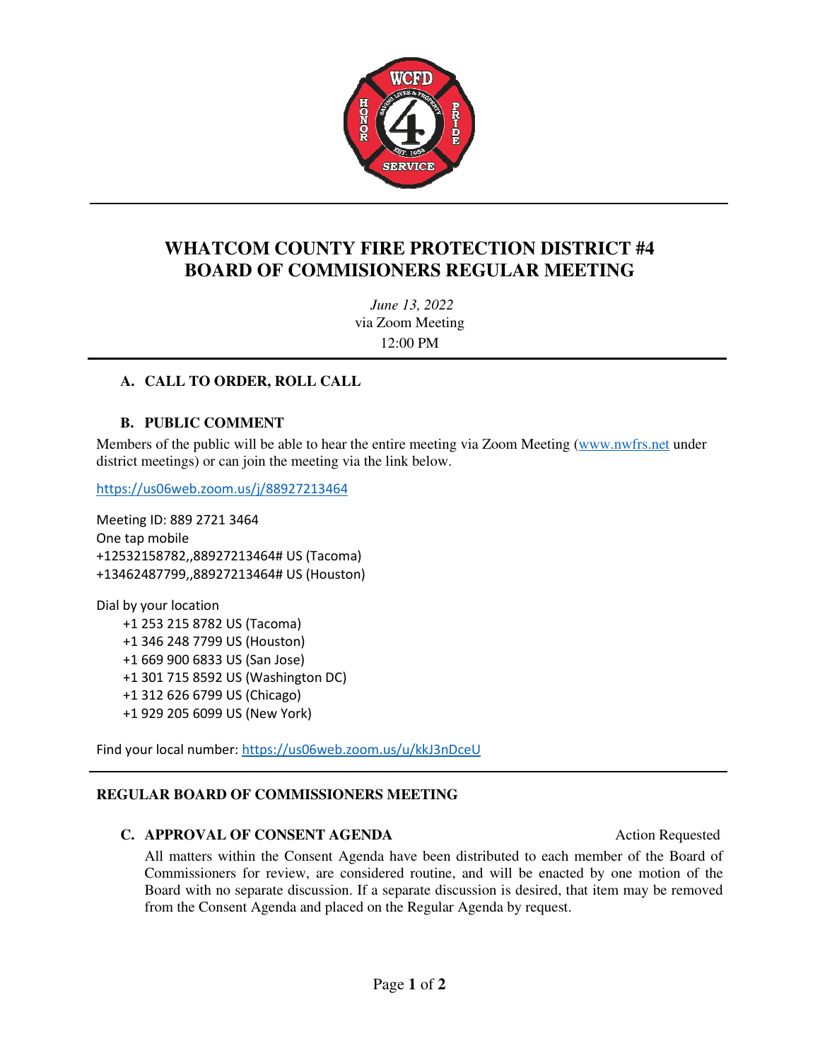# WHATCOM COUNTY FIRE PROTECTION DISTRICT #4
# BOARD OF COMMISIONERS REGULAR MEETING

*June 13, 2022*
via Zoom Meeting
12:00 PM

---

### A. CALL TO ORDER, ROLL CALL

### B. PUBLIC COMMENT

Members of the public will be able to hear the entire meeting via Zoom Meeting (www.nwfrs.net under district meetings) or can join the meeting via the link below.

https://us06web.zoom.us/j/88927213464

Meeting ID: 889 2721 3464
One tap mobile
+12532158782,,88927213464# US (Tacoma)
+13462487799,,88927213464# US (Houston)

Dial by your location
+1 253 215 8782 US (Tacoma)
+1 346 248 7799 US (Houston)
+1 669 900 6833 US (San Jose)
+1 301 715 8592 US (Washington DC)
+1 312 626 6799 US (Chicago)
+1 929 205 6099 US (New York)

Find your local number: https://us06web.zoom.us/u/kkJ3nDceU

---

## REGULAR BOARD OF COMMISSIONERS MEETING

### C. APPROVAL OF CONSENT AGENDA — Action Requested

All matters within the Consent Agenda have been distributed to each member of the Board of Commissioners for review, are considered routine, and will be enacted by one motion of the Board with no separate discussion. If a separate discussion is desired, that item may be removed from the Consent Agenda and placed on the Regular Agenda by request.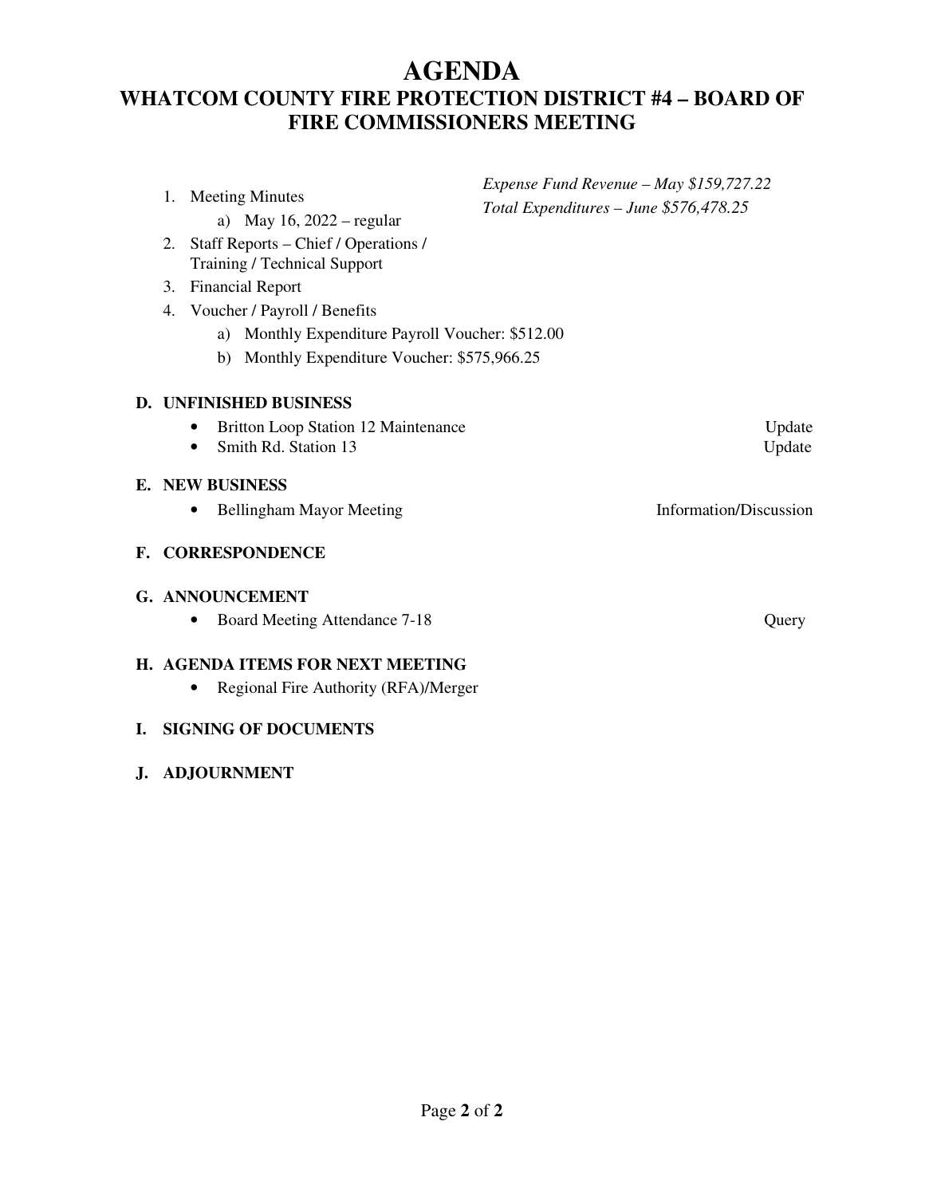# AGENDA

## WHATCOM COUNTY FIRE PROTECTION DISTRICT #4 – BOARD OF FIRE COMMISSIONERS MEETING

*Expense Fund Revenue – May $159,727.22*
*Total Expenditures – June $576,478.25*

1. Meeting Minutes
   a) May 16, 2022 – regular
2. Staff Reports – Chief / Operations / Training / Technical Support
3. Financial Report
4. Voucher / Payroll / Benefits
   a) Monthly Expenditure Payroll Voucher: $512.00
   b) Monthly Expenditure Voucher: $575,966.25

**D. UNFINISHED BUSINESS**

- Britton Loop Station 12 Maintenance — Update
- Smith Rd. Station 13 — Update

**E. NEW BUSINESS**

- Bellingham Mayor Meeting — Information/Discussion

**F. CORRESPONDENCE**

**G. ANNOUNCEMENT**

- Board Meeting Attendance 7-18 — Query

**H. AGENDA ITEMS FOR NEXT MEETING**

- Regional Fire Authority (RFA)/Merger

**I. SIGNING OF DOCUMENTS**

**J. ADJOURNMENT**